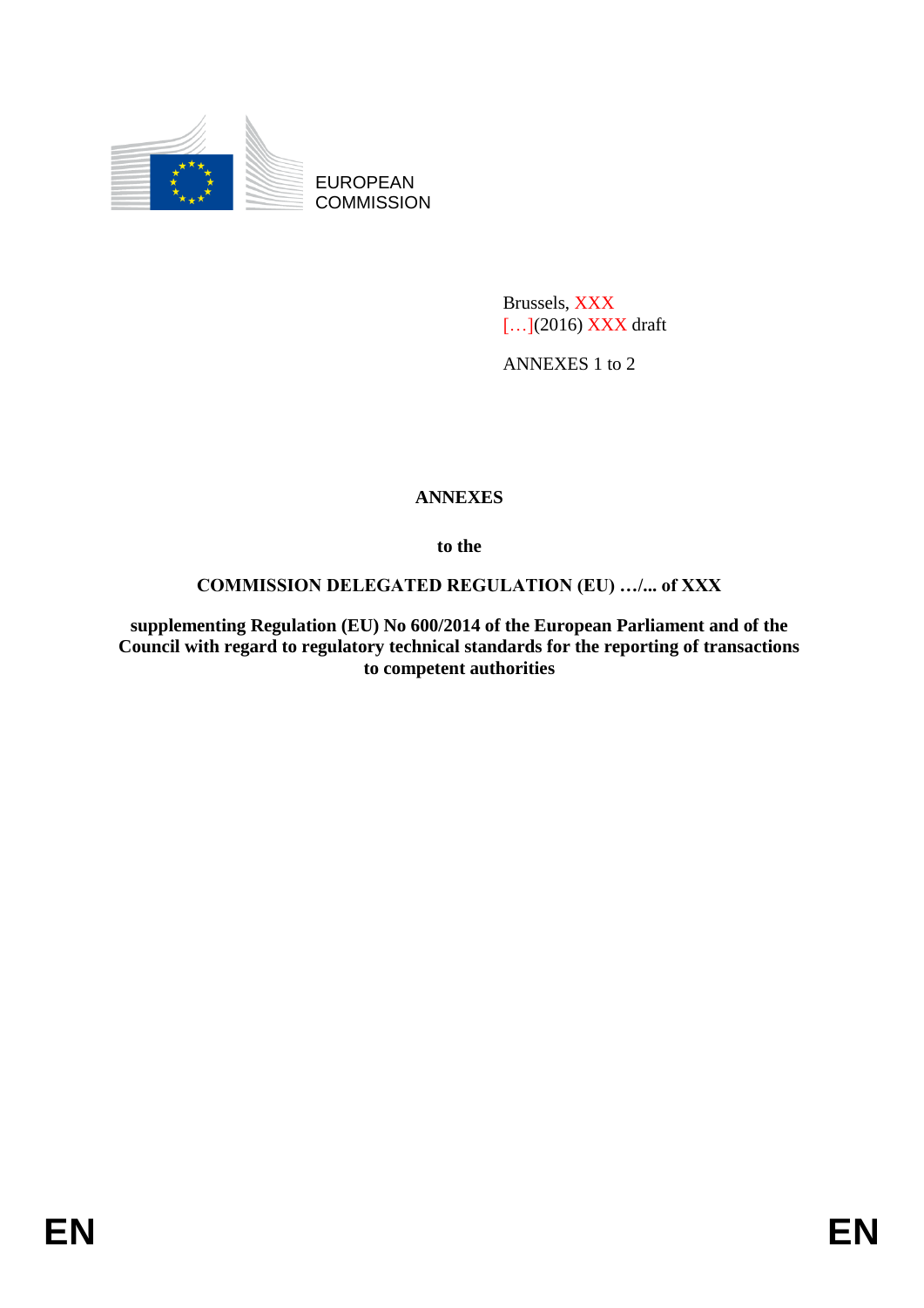EUROPEAN COMMISSION

Brussels, XXX
[…](2016) XXX draft

ANNEXES 1 to 2

# ANNEXES

**to the**

**COMMISSION DELEGATED REGULATION (EU) …/... of XXX**

**supplementing Regulation (EU) No 600/2014 of the European Parliament and of the Council with regard to regulatory technical standards for the reporting of transactions to competent authorities**

EN EN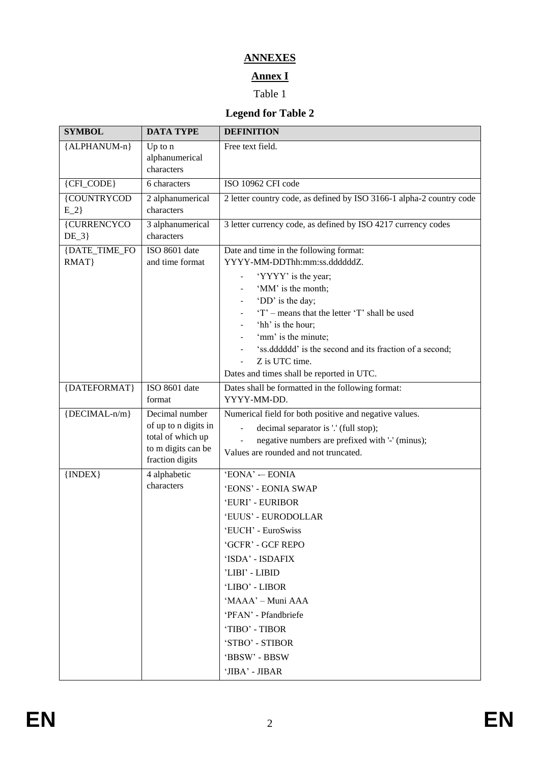# ANNEXES

## Annex I

Table 1

### Legend for Table 2

| SYMBOL | DATA TYPE | DEFINITION |
|---|---|---|
| {ALPHANUM-n} | Up to n alphanumerical characters | Free text field. |
| {CFI_CODE} | 6 characters | ISO 10962 CFI code |
| {COUNTRYCODE_2} | 2 alphanumerical characters | 2 letter country code, as defined by ISO 3166-1 alpha-2 country code |
| {CURRENCYCODE_3} | 3 alphanumerical characters | 3 letter currency code, as defined by ISO 4217 currency codes |
| {DATE_TIME_FORMAT} | ISO 8601 date and time format | Date and time in the following format: YYYY-MM-DDThh:mm:ss.ddddddZ.<br>- 'YYYY' is the year;<br>- 'MM' is the month;<br>- 'DD' is the day;<br>- 'T' – means that the letter 'T' shall be used<br>- 'hh' is the hour;<br>- 'mm' is the minute;<br>- 'ss.dddddd' is the second and its fraction of a second;<br>- Z is UTC time.<br>Dates and times shall be reported in UTC. |
| {DATEFORMAT} | ISO 8601 date format | Dates shall be formatted in the following format: YYYY-MM-DD. |
| {DECIMAL-n/m} | Decimal number of up to n digits in total of which up to m digits can be fraction digits | Numerical field for both positive and negative values.<br>- decimal separator is '.' (full stop);<br>- negative numbers are prefixed with '-' (minus);<br>Values are rounded and not truncated. |
| {INDEX} | 4 alphabetic characters | 'EONA' -– EONIA<br>'EONS' - EONIA SWAP<br>'EURI' - EURIBOR<br>'EUUS' - EURODOLLAR<br>'EUCH' - EuroSwiss<br>'GCFR' - GCF REPO<br>'ISDA' - ISDAFIX<br>'LIBI' - LIBID<br>'LIBO' - LIBOR<br>'MAAA' – Muni AAA<br>'PFAN' - Pfandbriefe<br>'TIBO' - TIBOR<br>'STBO' - STIBOR<br>'BBSW' - BBSW<br>'JIBA' - JIBAR |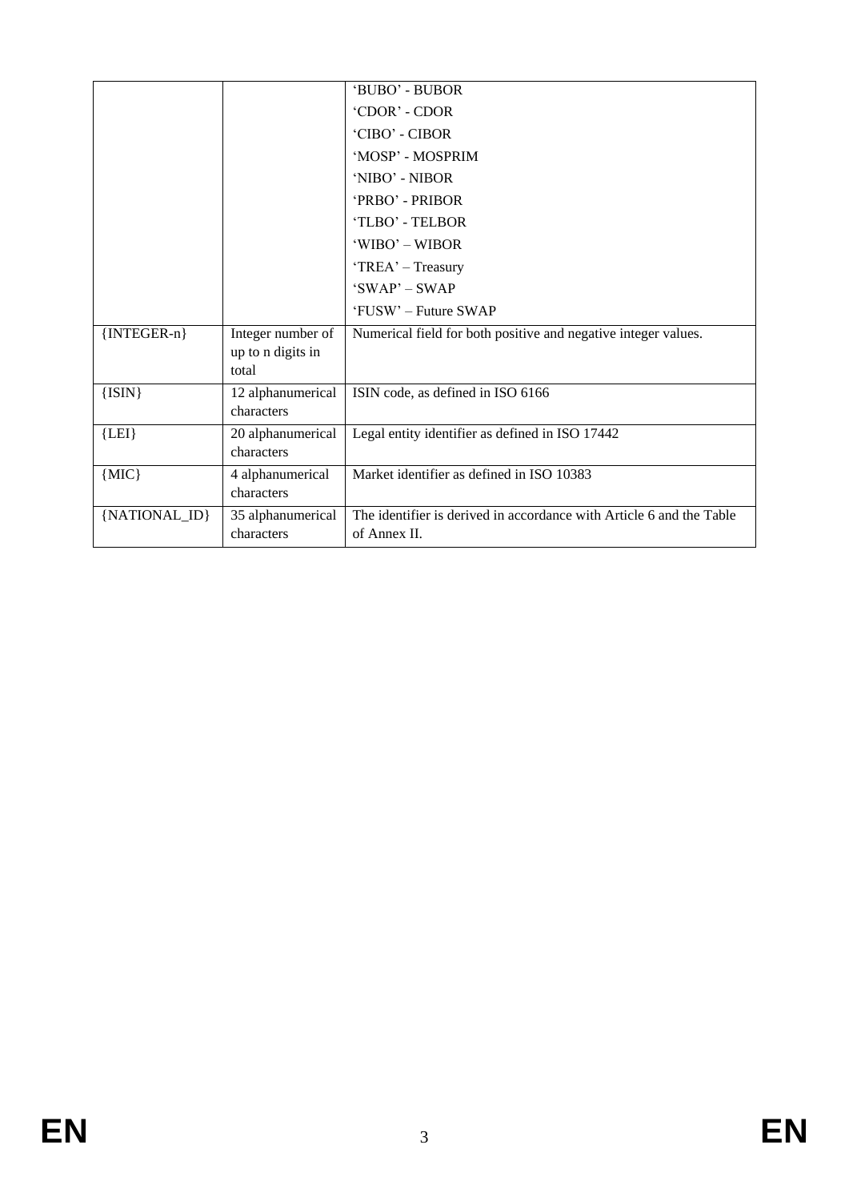| | | |
|---|---|---|
| | | 'BUBO' - BUBOR<br>'CDOR' - CDOR<br>'CIBO' - CIBOR<br>'MOSP' - MOSPRIM<br>'NIBO' - NIBOR<br>'PRBO' - PRIBOR<br>'TLBO' - TELBOR<br>'WIBO' – WIBOR<br>'TREA' – Treasury<br>'SWAP' – SWAP<br>'FUSW' – Future SWAP |
| {INTEGER-n} | Integer number of up to n digits in total | Numerical field for both positive and negative integer values. |
| {ISIN} | 12 alphanumerical characters | ISIN code, as defined in ISO 6166 |
| {LEI} | 20 alphanumerical characters | Legal entity identifier as defined in ISO 17442 |
| {MIC} | 4 alphanumerical characters | Market identifier as defined in ISO 10383 |
| {NATIONAL_ID} | 35 alphanumerical characters | The identifier is derived in accordance with Article 6 and the Table of Annex II. |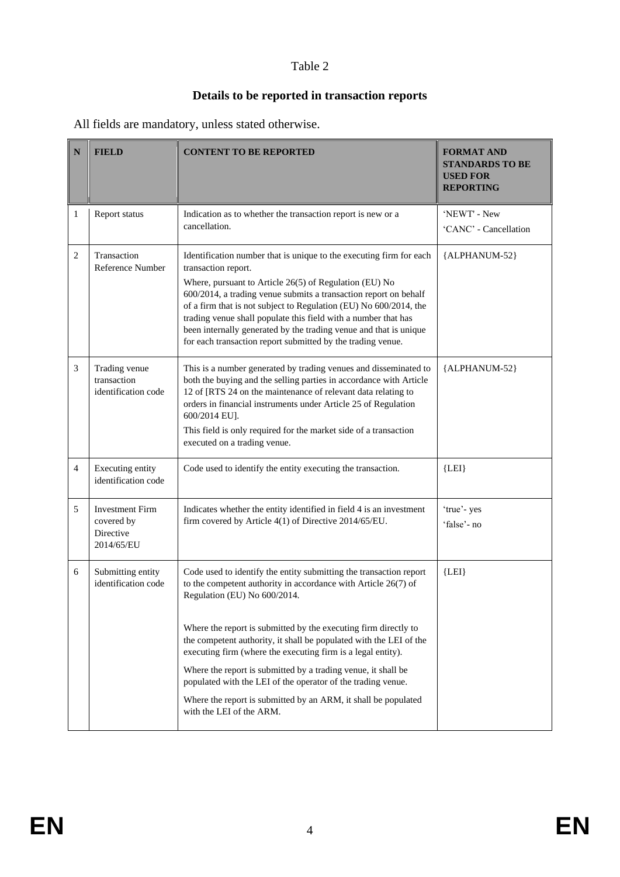Table 2

**Details to be reported in transaction reports**

All fields are mandatory, unless stated otherwise.

| N | FIELD | CONTENT TO BE REPORTED | FORMAT AND STANDARDS TO BE USED FOR REPORTING |
|---|---|---|---|
| 1 | Report status | Indication as to whether the transaction report is new or a cancellation. | 'NEWT' - New<br>'CANC' - Cancellation |
| 2 | Transaction Reference Number | Identification number that is unique to the executing firm for each transaction report.<br>Where, pursuant to Article 26(5) of Regulation (EU) No 600/2014, a trading venue submits a transaction report on behalf of a firm that is not subject to Regulation (EU) No 600/2014, the trading venue shall populate this field with a number that has been internally generated by the trading venue and that is unique for each transaction report submitted by the trading venue. | {ALPHANUM-52} |
| 3 | Trading venue transaction identification code | This is a number generated by trading venues and disseminated to both the buying and the selling parties in accordance with Article 12 of [RTS 24 on the maintenance of relevant data relating to orders in financial instruments under Article 25 of Regulation 600/2014 EU].<br>This field is only required for the market side of a transaction executed on a trading venue. | {ALPHANUM-52} |
| 4 | Executing entity identification code | Code used to identify the entity executing the transaction. | {LEI} |
| 5 | Investment Firm covered by Directive 2014/65/EU | Indicates whether the entity identified in field 4 is an investment firm covered by Article 4(1) of Directive 2014/65/EU. | 'true'- yes<br>'false'- no |
| 6 | Submitting entity identification code | Code used to identify the entity submitting the transaction report to the competent authority in accordance with Article 26(7) of Regulation (EU) No 600/2014.<br><br>Where the report is submitted by the executing firm directly to the competent authority, it shall be populated with the LEI of the executing firm (where the executing firm is a legal entity).<br>Where the report is submitted by a trading venue, it shall be populated with the LEI of the operator of the trading venue.<br>Where the report is submitted by an ARM, it shall be populated with the LEI of the ARM. | {LEI} |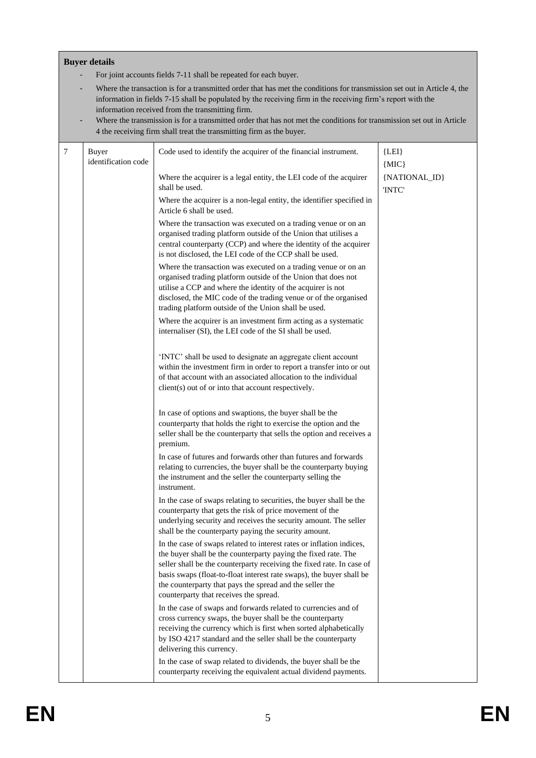| | | | |
|---|---|---|---|
| **Buyer details**<br>- For joint accounts fields 7-11 shall be repeated for each buyer.<br>- Where the transaction is for a transmitted order that has met the conditions for transmission set out in Article 4, the information in fields 7-15 shall be populated by the receiving firm in the receiving firm's report with the information received from the transmitting firm.<br>- Where the transmission is for a transmitted order that has not met the conditions for transmission set out in Article 4 the receiving firm shall treat the transmitting firm as the buyer. | | | |
| 7 | Buyer identification code | Code used to identify the acquirer of the financial instrument.<br><br>Where the acquirer is a legal entity, the LEI code of the acquirer shall be used.<br><br>Where the acquirer is a non-legal entity, the identifier specified in Article 6 shall be used.<br><br>Where the transaction was executed on a trading venue or on an organised trading platform outside of the Union that utilises a central counterparty (CCP) and where the identity of the acquirer is not disclosed, the LEI code of the CCP shall be used.<br><br>Where the transaction was executed on a trading venue or on an organised trading platform outside of the Union that does not utilise a CCP and where the identity of the acquirer is not disclosed, the MIC code of the trading venue or of the organised trading platform outside of the Union shall be used.<br><br>Where the acquirer is an investment firm acting as a systematic internaliser (SI), the LEI code of the SI shall be used.<br><br>'INTC' shall be used to designate an aggregate client account within the investment firm in order to report a transfer into or out of that account with an associated allocation to the individual client(s) out of or into that account respectively.<br><br>In case of options and swaptions, the buyer shall be the counterparty that holds the right to exercise the option and the seller shall be the counterparty that sells the option and receives a premium.<br><br>In case of futures and forwards other than futures and forwards relating to currencies, the buyer shall be the counterparty buying the instrument and the seller the counterparty selling the instrument.<br><br>In the case of swaps relating to securities, the buyer shall be the counterparty that gets the risk of price movement of the underlying security and receives the security amount. The seller shall be the counterparty paying the security amount.<br><br>In the case of swaps related to interest rates or inflation indices, the buyer shall be the counterparty paying the fixed rate. The seller shall be the counterparty receiving the fixed rate. In case of basis swaps (float-to-float interest rate swaps), the buyer shall be the counterparty that pays the spread and the seller the counterparty that receives the spread.<br><br>In the case of swaps and forwards related to currencies and of cross currency swaps, the buyer shall be the counterparty receiving the currency which is first when sorted alphabetically by ISO 4217 standard and the seller shall be the counterparty delivering this currency.<br><br>In the case of swap related to dividends, the buyer shall be the counterparty receiving the equivalent actual dividend payments. | {LEI}<br>{MIC}<br>{NATIONAL_ID}<br>'INTC' |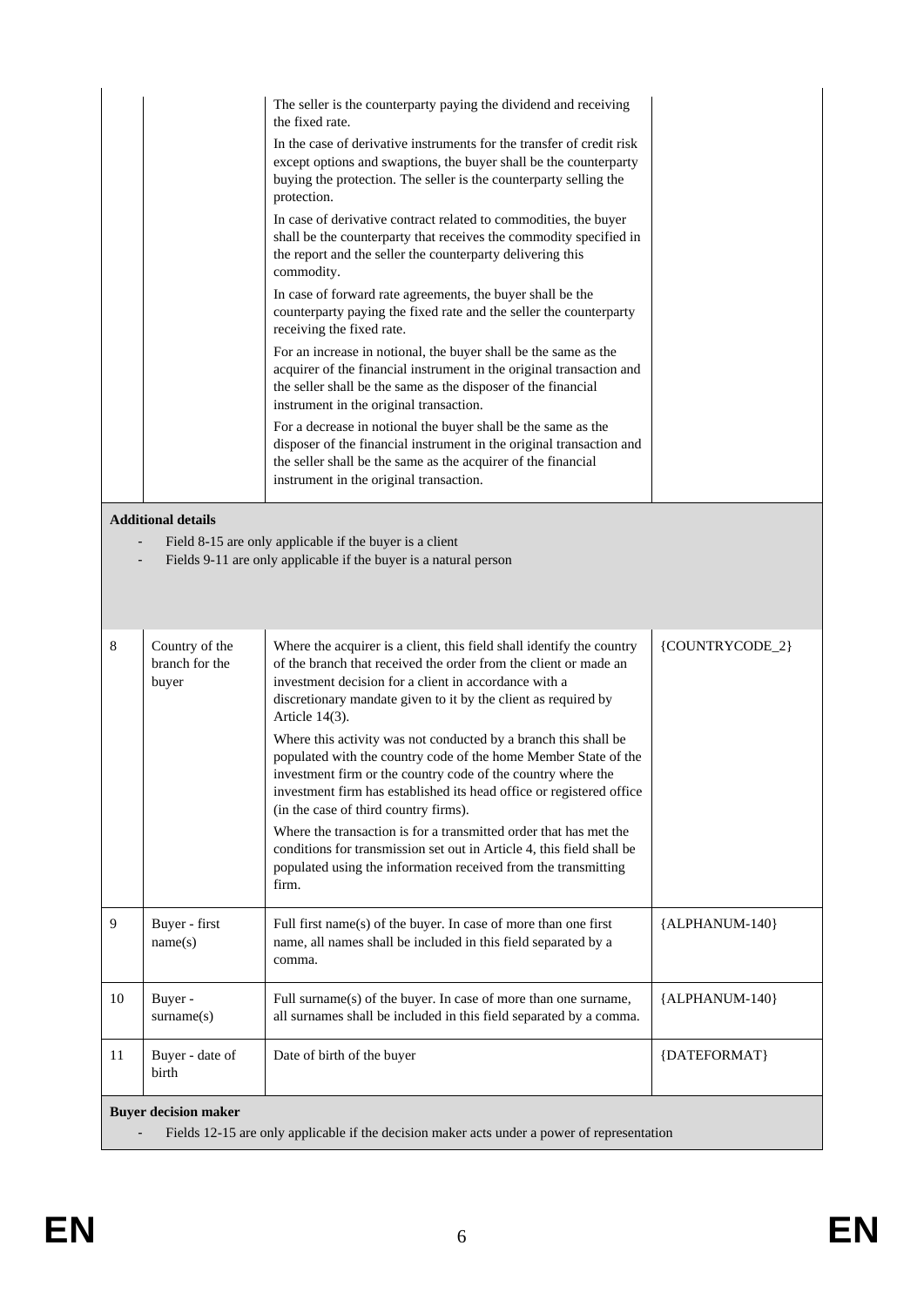| | | | |
|---|---|---|---|
| | | The seller is the counterparty paying the dividend and receiving the fixed rate.<br><br>In the case of derivative instruments for the transfer of credit risk except options and swaptions, the buyer shall be the counterparty buying the protection. The seller is the counterparty selling the protection.<br><br>In case of derivative contract related to commodities, the buyer shall be the counterparty that receives the commodity specified in the report and the seller the counterparty delivering this commodity.<br><br>In case of forward rate agreements, the buyer shall be the counterparty paying the fixed rate and the seller the counterparty receiving the fixed rate.<br><br>For an increase in notional, the buyer shall be the same as the acquirer of the financial instrument in the original transaction and the seller shall be the same as the disposer of the financial instrument in the original transaction.<br><br>For a decrease in notional the buyer shall be the same as the disposer of the financial instrument in the original transaction and the seller shall be the same as the acquirer of the financial instrument in the original transaction. | |
| **Additional details**<br>- Field 8-15 are only applicable if the buyer is a client<br>- Fields 9-11 are only applicable if the buyer is a natural person | | | |
| 8 | Country of the branch for the buyer | Where the acquirer is a client, this field shall identify the country of the branch that received the order from the client or made an investment decision for a client in accordance with a discretionary mandate given to it by the client as required by Article 14(3).<br><br>Where this activity was not conducted by a branch this shall be populated with the country code of the home Member State of the investment firm or the country code of the country where the investment firm has established its head office or registered office (in the case of third country firms).<br><br>Where the transaction is for a transmitted order that has met the conditions for transmission set out in Article 4, this field shall be populated using the information received from the transmitting firm. | {COUNTRYCODE_2} |
| 9 | Buyer - first name(s) | Full first name(s) of the buyer. In case of more than one first name, all names shall be included in this field separated by a comma. | {ALPHANUM-140} |
| 10 | Buyer - surname(s) | Full surname(s) of the buyer. In case of more than one surname, all surnames shall be included in this field separated by a comma. | {ALPHANUM-140} |
| 11 | Buyer - date of birth | Date of birth of the buyer | {DATEFORMAT} |
| **Buyer decision maker**<br>- Fields 12-15 are only applicable if the decision maker acts under a power of representation | | | |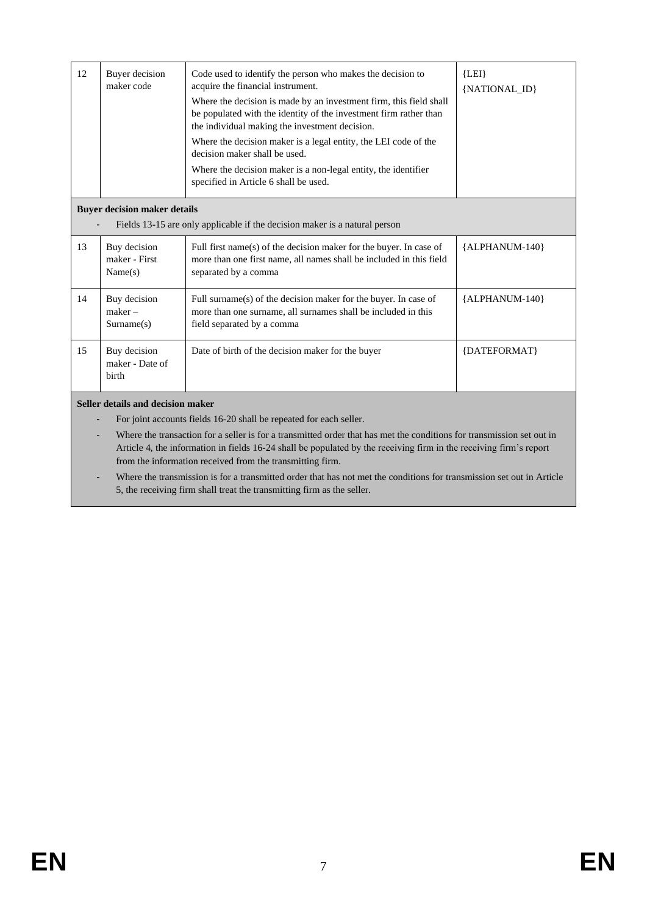| | | | |
|---|---|---|---|
| 12 | Buyer decision maker code | Code used to identify the person who makes the decision to acquire the financial instrument.<br>Where the decision is made by an investment firm, this field shall be populated with the identity of the investment firm rather than the individual making the investment decision.<br>Where the decision maker is a legal entity, the LEI code of the decision maker shall be used.<br>Where the decision maker is a non-legal entity, the identifier specified in Article 6 shall be used. | {LEI}<br>{NATIONAL_ID} |
| **Buyer decision maker details**<br>- Fields 13-15 are only applicable if the decision maker is a natural person | | | |
| 13 | Buy decision maker - First Name(s) | Full first name(s) of the decision maker for the buyer. In case of more than one first name, all names shall be included in this field separated by a comma | {ALPHANUM-140} |
| 14 | Buy decision maker – Surname(s) | Full surname(s) of the decision maker for the buyer. In case of more than one surname, all surnames shall be included in this field separated by a comma | {ALPHANUM-140} |
| 15 | Buy decision maker - Date of birth | Date of birth of the decision maker for the buyer | {DATEFORMAT} |
| **Seller details and decision maker**<br>- For joint accounts fields 16-20 shall be repeated for each seller.<br>- Where the transaction for a seller is for a transmitted order that has met the conditions for transmission set out in Article 4, the information in fields 16-24 shall be populated by the receiving firm in the receiving firm's report from the information received from the transmitting firm.<br>- Where the transmission is for a transmitted order that has not met the conditions for transmission set out in Article 5, the receiving firm shall treat the transmitting firm as the seller. | | | |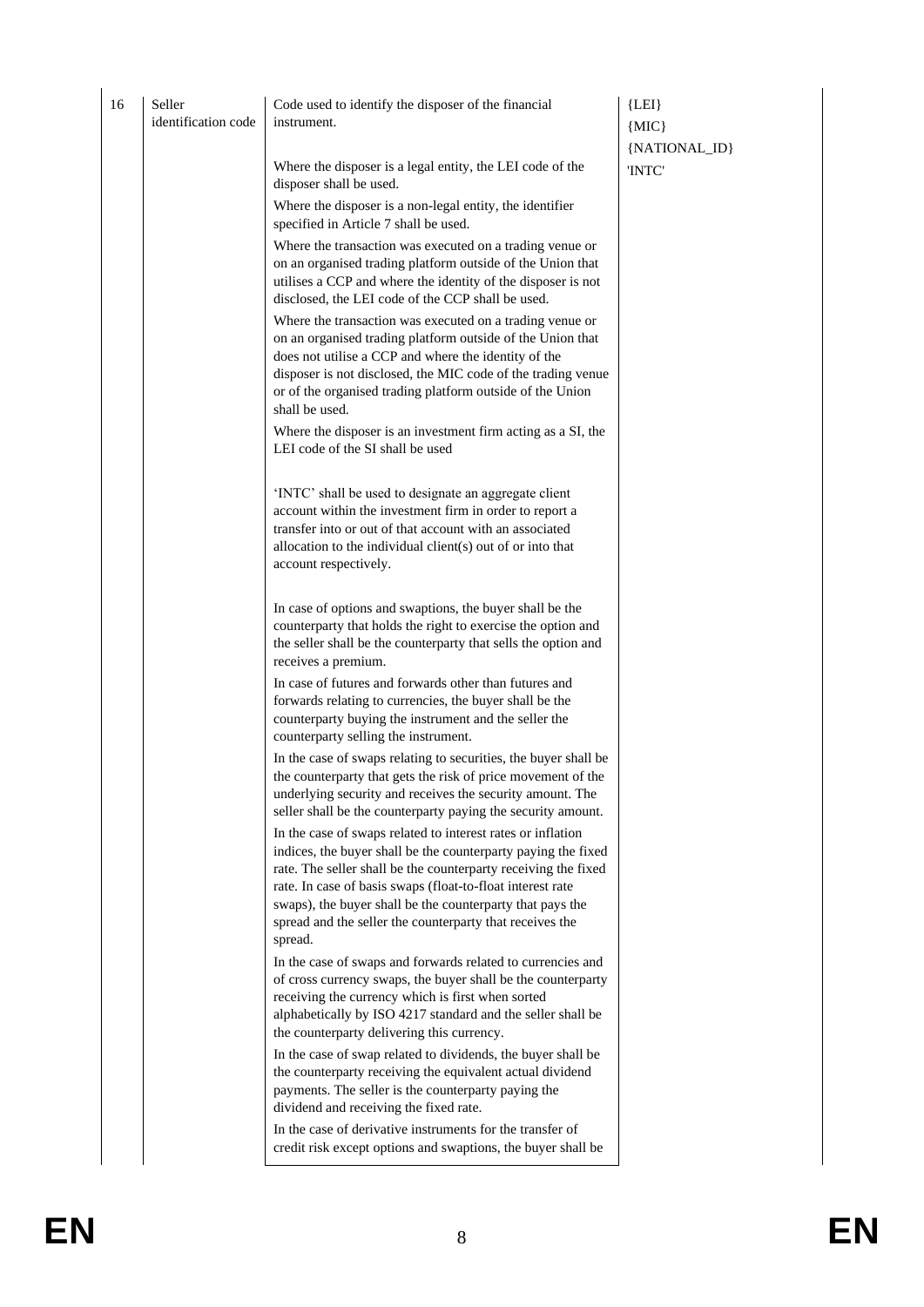| 16 | Seller identification code | Code used to identify the disposer of the financial instrument.<br><br>Where the disposer is a legal entity, the LEI code of the disposer shall be used.<br>Where the disposer is a non-legal entity, the identifier specified in Article 7 shall be used.<br>Where the transaction was executed on a trading venue or on an organised trading platform outside of the Union that utilises a CCP and where the identity of the disposer is not disclosed, the LEI code of the CCP shall be used.<br>Where the transaction was executed on a trading venue or on an organised trading platform outside of the Union that does not utilise a CCP and where the identity of the disposer is not disclosed, the MIC code of the trading venue or of the organised trading platform outside of the Union shall be used.<br>Where the disposer is an investment firm acting as a SI, the LEI code of the SI shall be used<br><br>'INTC' shall be used to designate an aggregate client account within the investment firm in order to report a transfer into or out of that account with an associated allocation to the individual client(s) out of or into that account respectively.<br><br>In case of options and swaptions, the buyer shall be the counterparty that holds the right to exercise the option and the seller shall be the counterparty that sells the option and receives a premium.<br>In case of futures and forwards other than futures and forwards relating to currencies, the buyer shall be the counterparty buying the instrument and the seller the counterparty selling the instrument.<br>In the case of swaps relating to securities, the buyer shall be the counterparty that gets the risk of price movement of the underlying security and receives the security amount. The seller shall be the counterparty paying the security amount.<br>In the case of swaps related to interest rates or inflation indices, the buyer shall be the counterparty paying the fixed rate. The seller shall be the counterparty receiving the fixed rate. In case of basis swaps (float-to-float interest rate swaps), the buyer shall be the counterparty that pays the spread and the seller the counterparty that receives the spread.<br>In the case of swaps and forwards related to currencies and of cross currency swaps, the buyer shall be the counterparty receiving the currency which is first when sorted alphabetically by ISO 4217 standard and the seller shall be the counterparty delivering this currency.<br>In the case of swap related to dividends, the buyer shall be the counterparty receiving the equivalent actual dividend payments. The seller is the counterparty paying the dividend and receiving the fixed rate.<br>In the case of derivative instruments for the transfer of credit risk except options and swaptions, the buyer shall be | {LEI}<br>{MIC}<br>{NATIONAL_ID}<br>'INTC' |
|---|---|---|---|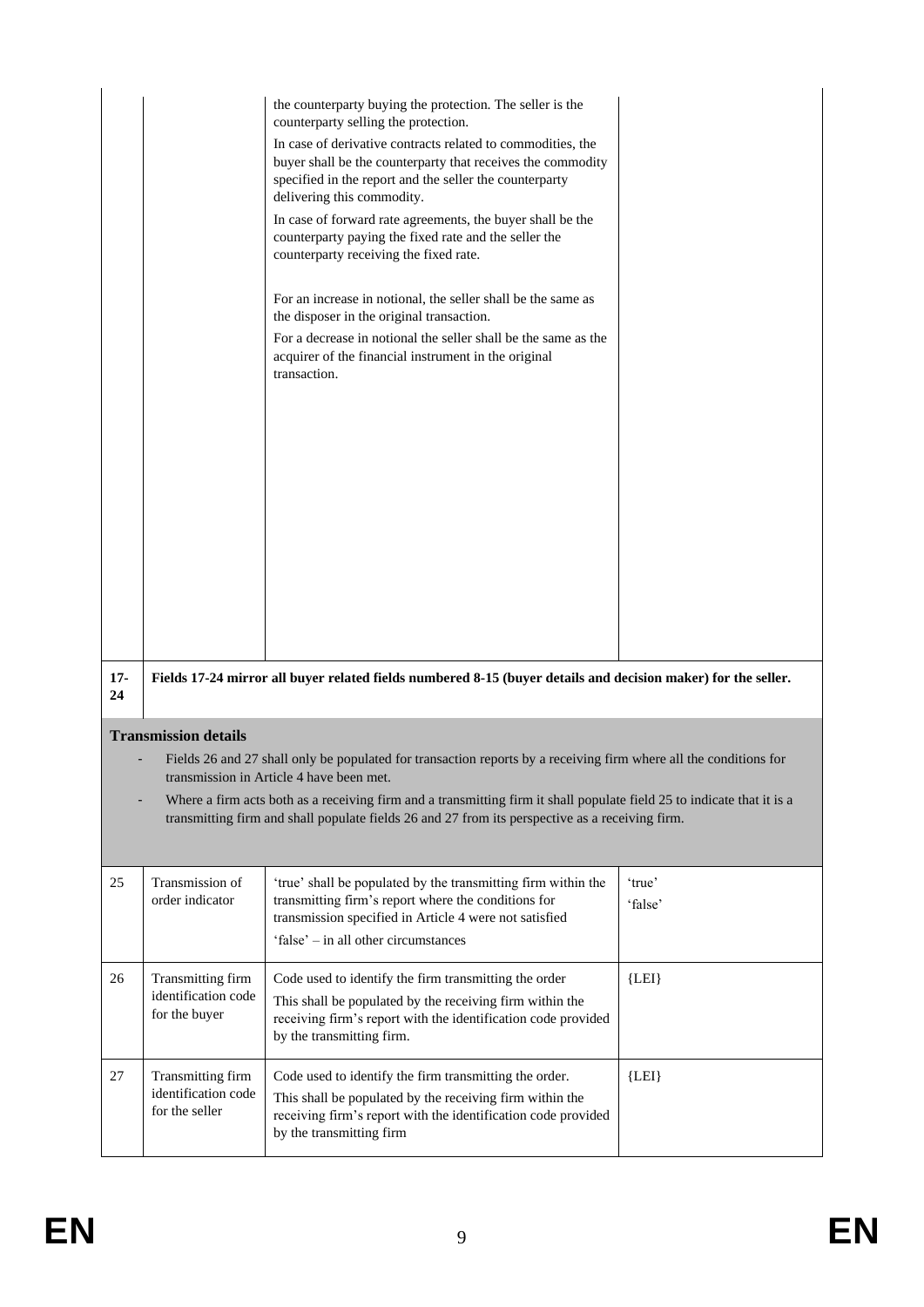| | | | |
|---|---|---|---|
| | | the counterparty buying the protection. The seller is the counterparty selling the protection.<br><br>In case of derivative contracts related to commodities, the buyer shall be the counterparty that receives the commodity specified in the report and the seller the counterparty delivering this commodity.<br><br>In case of forward rate agreements, the buyer shall be the counterparty paying the fixed rate and the seller the counterparty receiving the fixed rate.<br><br>For an increase in notional, the seller shall be the same as the disposer in the original transaction.<br><br>For a decrease in notional the seller shall be the same as the acquirer of the financial instrument in the original transaction. | |
| 17-24 | **Fields 17-24 mirror all buyer related fields numbered 8-15 (buyer details and decision maker) for the seller.** | | |

**Transmission details**

- Fields 26 and 27 shall only be populated for transaction reports by a receiving firm where all the conditions for transmission in Article 4 have been met.
- Where a firm acts both as a receiving firm and a transmitting firm it shall populate field 25 to indicate that it is a transmitting firm and shall populate fields 26 and 27 from its perspective as a receiving firm.

| | | | |
|---|---|---|---|
| 25 | Transmission of order indicator | 'true' shall be populated by the transmitting firm within the transmitting firm's report where the conditions for transmission specified in Article 4 were not satisfied<br><br>'false' – in all other circumstances | 'true'<br>'false' |
| 26 | Transmitting firm identification code for the buyer | Code used to identify the firm transmitting the order<br><br>This shall be populated by the receiving firm within the receiving firm's report with the identification code provided by the transmitting firm. | {LEI} |
| 27 | Transmitting firm identification code for the seller | Code used to identify the firm transmitting the order.<br><br>This shall be populated by the receiving firm within the receiving firm's report with the identification code provided by the transmitting firm | {LEI} |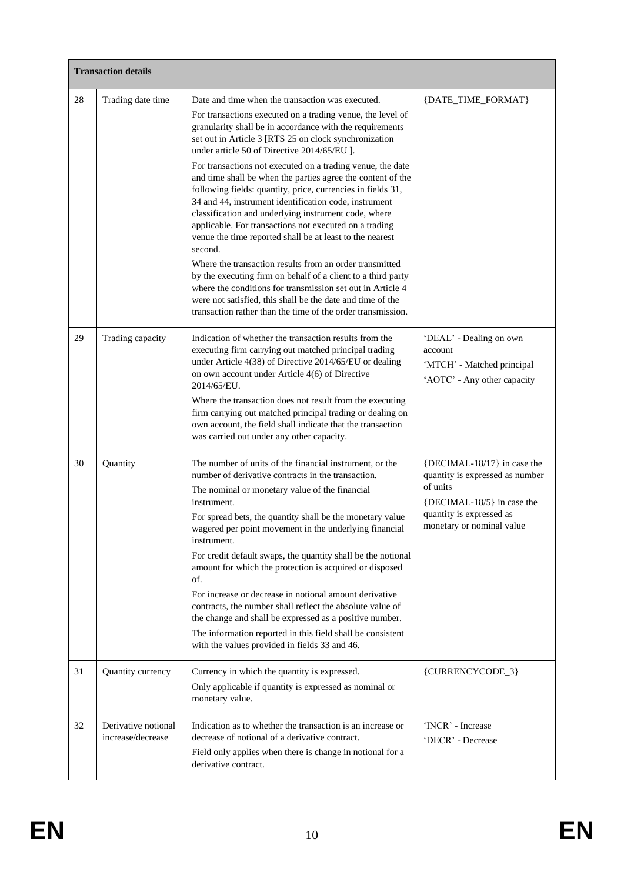| Transaction details | | | |
|---|---|---|---|
| 28 | Trading date time | Date and time when the transaction was executed.<br>For transactions executed on a trading venue, the level of granularity shall be in accordance with the requirements set out in Article 3 [RTS 25 on clock synchronization under article 50 of Directive 2014/65/EU ].<br>For transactions not executed on a trading venue, the date and time shall be when the parties agree the content of the following fields: quantity, price, currencies in fields 31, 34 and 44, instrument identification code, instrument classification and underlying instrument code, where applicable. For transactions not executed on a trading venue the time reported shall be at least to the nearest second.<br>Where the transaction results from an order transmitted by the executing firm on behalf of a client to a third party where the conditions for transmission set out in Article 4 were not satisfied, this shall be the date and time of the transaction rather than the time of the order transmission. | {DATE_TIME_FORMAT} |
| 29 | Trading capacity | Indication of whether the transaction results from the executing firm carrying out matched principal trading under Article 4(38) of Directive 2014/65/EU or dealing on own account under Article 4(6) of Directive 2014/65/EU.<br>Where the transaction does not result from the executing firm carrying out matched principal trading or dealing on own account, the field shall indicate that the transaction was carried out under any other capacity. | 'DEAL' - Dealing on own account<br>'MTCH' - Matched principal<br>'AOTC' - Any other capacity |
| 30 | Quantity | The number of units of the financial instrument, or the number of derivative contracts in the transaction.<br>The nominal or monetary value of the financial instrument.<br>For spread bets, the quantity shall be the monetary value wagered per point movement in the underlying financial instrument.<br>For credit default swaps, the quantity shall be the notional amount for which the protection is acquired or disposed of.<br>For increase or decrease in notional amount derivative contracts, the number shall reflect the absolute value of the change and shall be expressed as a positive number.<br>The information reported in this field shall be consistent with the values provided in fields 33 and 46. | {DECIMAL-18/17} in case the quantity is expressed as number of units<br>{DECIMAL-18/5} in case the quantity is expressed as monetary or nominal value |
| 31 | Quantity currency | Currency in which the quantity is expressed.<br>Only applicable if quantity is expressed as nominal or monetary value. | {CURRENCYCODE_3} |
| 32 | Derivative notional increase/decrease | Indication as to whether the transaction is an increase or decrease of notional of a derivative contract.<br>Field only applies when there is change in notional for a derivative contract. | 'INCR' - Increase<br>'DECR' - Decrease |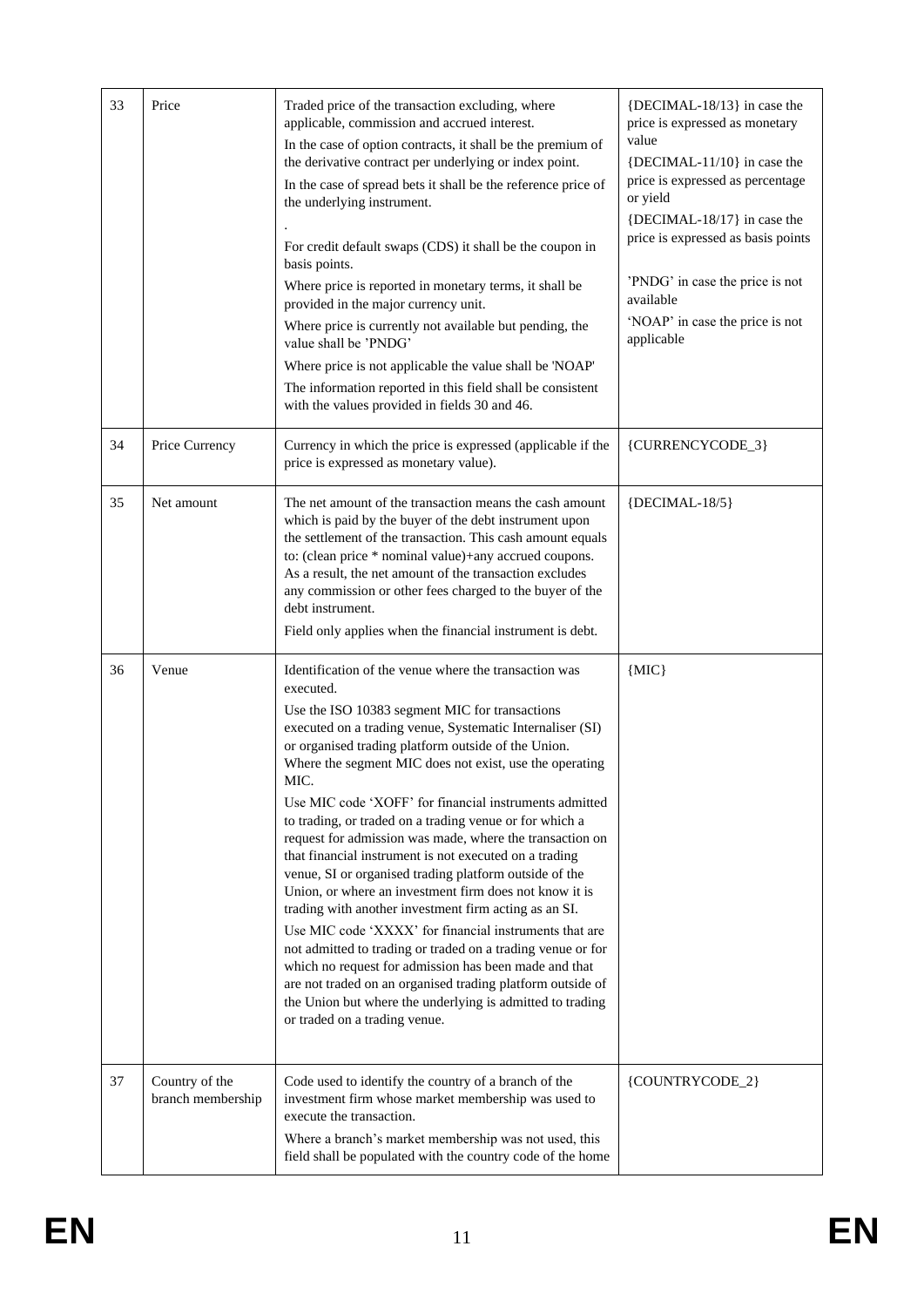| | | | |
|---|---|---|---|
| 33 | Price | Traded price of the transaction excluding, where applicable, commission and accrued interest.<br>In the case of option contracts, it shall be the premium of the derivative contract per underlying or index point.<br>In the case of spread bets it shall be the reference price of the underlying instrument.<br>.<br>For credit default swaps (CDS) it shall be the coupon in basis points.<br>Where price is reported in monetary terms, it shall be provided in the major currency unit.<br>Where price is currently not available but pending, the value shall be 'PNDG'<br>Where price is not applicable the value shall be 'NOAP'<br>The information reported in this field shall be consistent with the values provided in fields 30 and 46. | {DECIMAL-18/13} in case the price is expressed as monetary value<br>{DECIMAL-11/10} in case the price is expressed as percentage or yield<br>{DECIMAL-18/17} in case the price is expressed as basis points<br><br>'PNDG' in case the price is not available<br>'NOAP' in case the price is not applicable |
| 34 | Price Currency | Currency in which the price is expressed (applicable if the price is expressed as monetary value). | {CURRENCYCODE_3} |
| 35 | Net amount | The net amount of the transaction means the cash amount which is paid by the buyer of the debt instrument upon the settlement of the transaction. This cash amount equals to: (clean price * nominal value)+any accrued coupons. As a result, the net amount of the transaction excludes any commission or other fees charged to the buyer of the debt instrument.<br>Field only applies when the financial instrument is debt. | {DECIMAL-18/5} |
| 36 | Venue | Identification of the venue where the transaction was executed.<br>Use the ISO 10383 segment MIC for transactions executed on a trading venue, Systematic Internaliser (SI) or organised trading platform outside of the Union. Where the segment MIC does not exist, use the operating MIC.<br>Use MIC code 'XOFF' for financial instruments admitted to trading, or traded on a trading venue or for which a request for admission was made, where the transaction on that financial instrument is not executed on a trading venue, SI or organised trading platform outside of the Union, or where an investment firm does not know it is trading with another investment firm acting as an SI.<br>Use MIC code 'XXXX' for financial instruments that are not admitted to trading or traded on a trading venue or for which no request for admission has been made and that are not traded on an organised trading platform outside of the Union but where the underlying is admitted to trading or traded on a trading venue. | {MIC} |
| 37 | Country of the branch membership | Code used to identify the country of a branch of the investment firm whose market membership was used to execute the transaction.<br>Where a branch's market membership was not used, this field shall be populated with the country code of the home | {COUNTRYCODE_2} |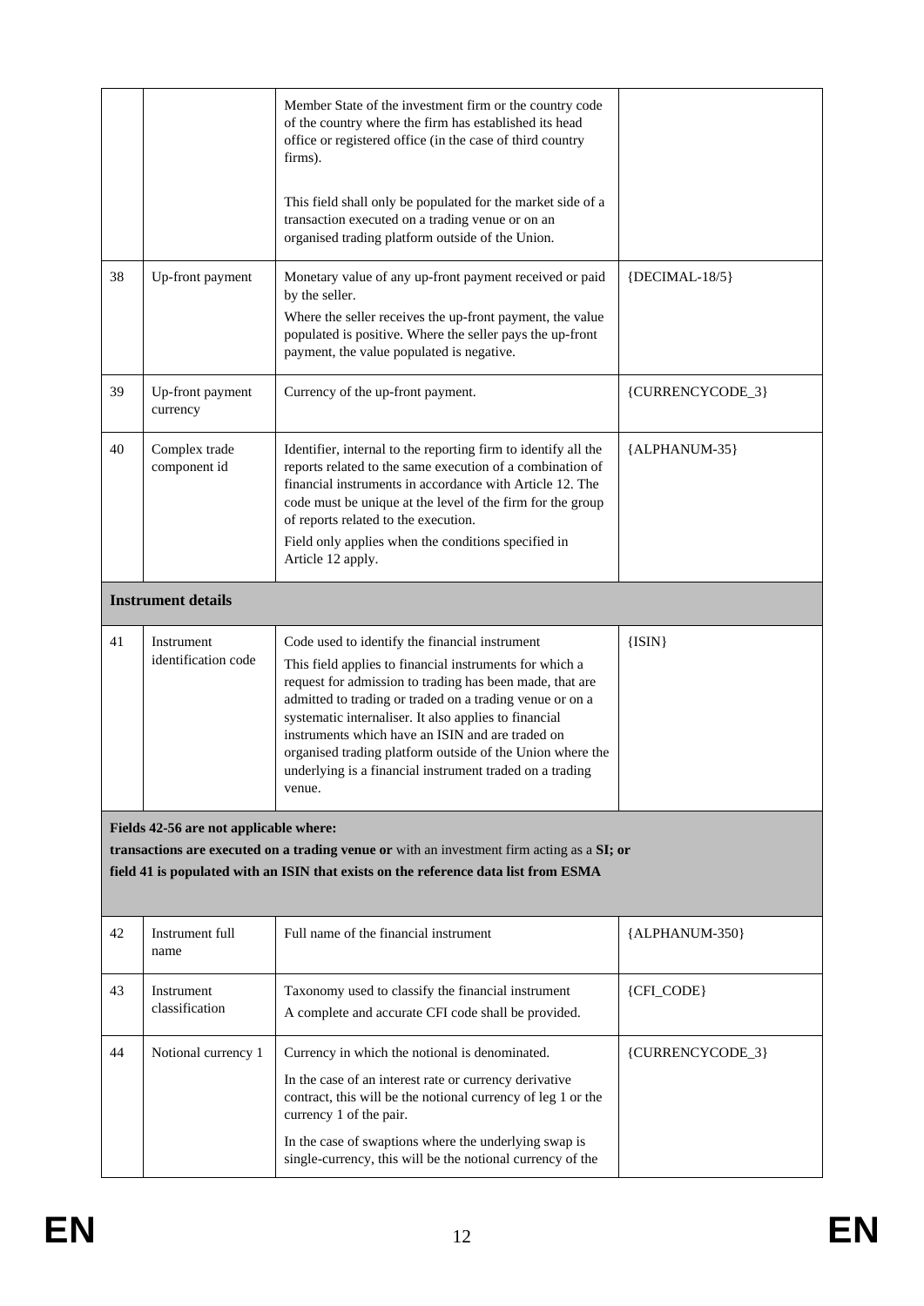| | | | |
|---|---|---|---|
| | | Member State of the investment firm or the country code of the country where the firm has established its head office or registered office (in the case of third country firms).<br><br>This field shall only be populated for the market side of a transaction executed on a trading venue or on an organised trading platform outside of the Union. | |
| 38 | Up-front payment | Monetary value of any up-front payment received or paid by the seller.<br>Where the seller receives the up-front payment, the value populated is positive. Where the seller pays the up-front payment, the value populated is negative. | {DECIMAL-18/5} |
| 39 | Up-front payment currency | Currency of the up-front payment. | {CURRENCYCODE_3} |
| 40 | Complex trade component id | Identifier, internal to the reporting firm to identify all the reports related to the same execution of a combination of financial instruments in accordance with Article 12. The code must be unique at the level of the firm for the group of reports related to the execution.<br>Field only applies when the conditions specified in Article 12 apply. | {ALPHANUM-35} |
| **Instrument details** | | | |
| 41 | Instrument identification code | Code used to identify the financial instrument<br>This field applies to financial instruments for which a request for admission to trading has been made, that are admitted to trading or traded on a trading venue or on a systematic internaliser. It also applies to financial instruments which have an ISIN and are traded on organised trading platform outside of the Union where the underlying is a financial instrument traded on a trading venue. | {ISIN} |
| **Fields 42-56 are not applicable where:**<br>**transactions are executed on a trading venue or** with an investment firm acting as a **SI; or**<br>**field 41 is populated with an ISIN that exists on the reference data list from ESMA** | | | |
| 42 | Instrument full name | Full name of the financial instrument | {ALPHANUM-350} |
| 43 | Instrument classification | Taxonomy used to classify the financial instrument<br>A complete and accurate CFI code shall be provided. | {CFI_CODE} |
| 44 | Notional currency 1 | Currency in which the notional is denominated.<br>In the case of an interest rate or currency derivative contract, this will be the notional currency of leg 1 or the currency 1 of the pair.<br>In the case of swaptions where the underlying swap is single-currency, this will be the notional currency of the | {CURRENCYCODE_3} |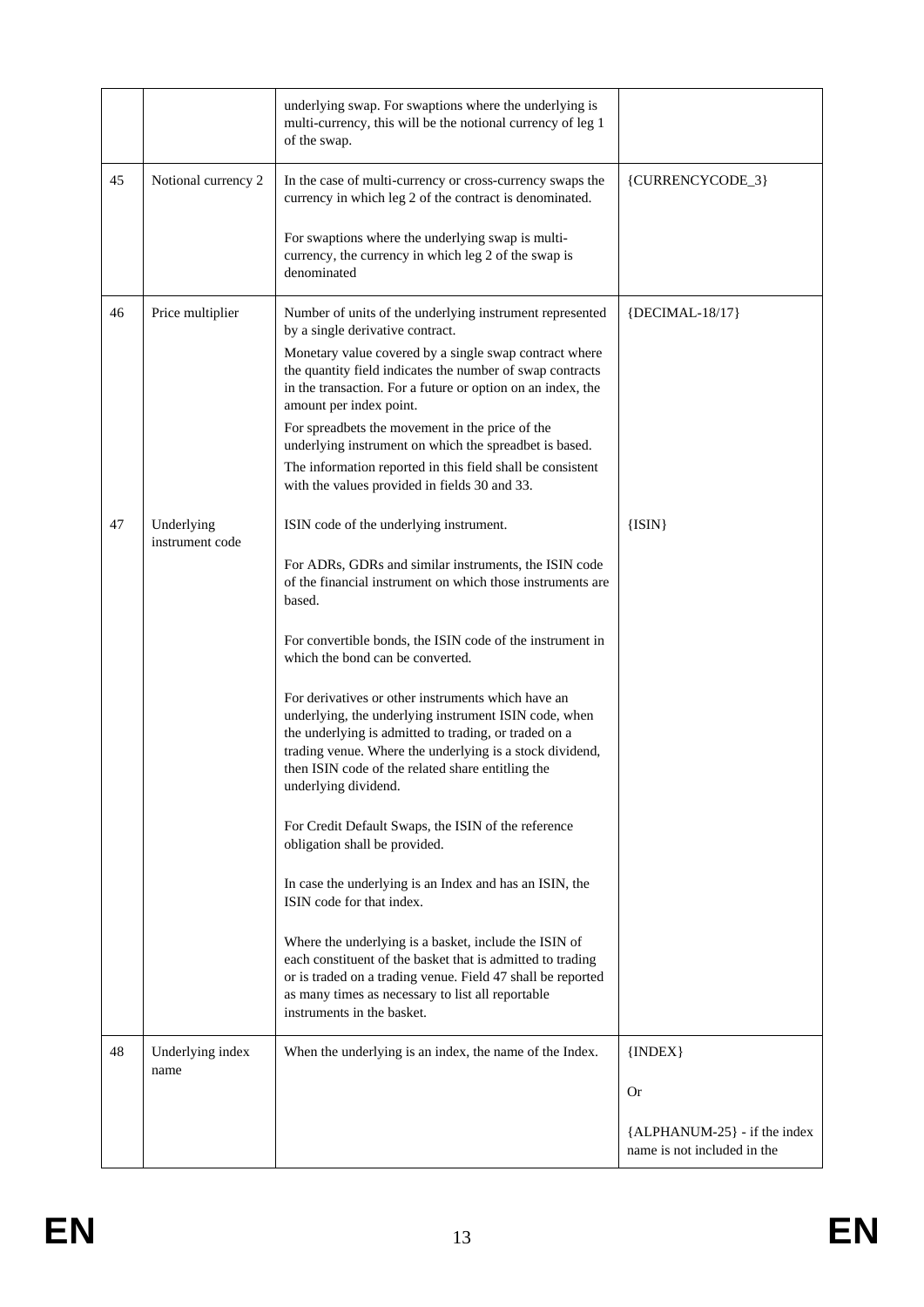| | | | |
|---|---|---|---|
| | | underlying swap. For swaptions where the underlying is multi-currency, this will be the notional currency of leg 1 of the swap. | |
| 45 | Notional currency 2 | In the case of multi-currency or cross-currency swaps the currency in which leg 2 of the contract is denominated.<br><br>For swaptions where the underlying swap is multi-currency, the currency in which leg 2 of the swap is denominated | {CURRENCYCODE_3} |
| 46 | Price multiplier | Number of units of the underlying instrument represented by a single derivative contract.<br>Monetary value covered by a single swap contract where the quantity field indicates the number of swap contracts in the transaction. For a future or option on an index, the amount per index point.<br>For spreadbets the movement in the price of the underlying instrument on which the spreadbet is based.<br>The information reported in this field shall be consistent with the values provided in fields 30 and 33. | {DECIMAL-18/17} |
| 47 | Underlying instrument code | ISIN code of the underlying instrument.<br><br>For ADRs, GDRs and similar instruments, the ISIN code of the financial instrument on which those instruments are based.<br><br>For convertible bonds, the ISIN code of the instrument in which the bond can be converted.<br><br>For derivatives or other instruments which have an underlying, the underlying instrument ISIN code, when the underlying is admitted to trading, or traded on a trading venue. Where the underlying is a stock dividend, then ISIN code of the related share entitling the underlying dividend.<br><br>For Credit Default Swaps, the ISIN of the reference obligation shall be provided.<br><br>In case the underlying is an Index and has an ISIN, the ISIN code for that index.<br><br>Where the underlying is a basket, include the ISIN of each constituent of the basket that is admitted to trading or is traded on a trading venue. Field 47 shall be reported as many times as necessary to list all reportable instruments in the basket. | {ISIN} |
| 48 | Underlying index name | When the underlying is an index, the name of the Index. | {INDEX}<br><br>Or<br><br>{ALPHANUM-25} - if the index name is not included in the |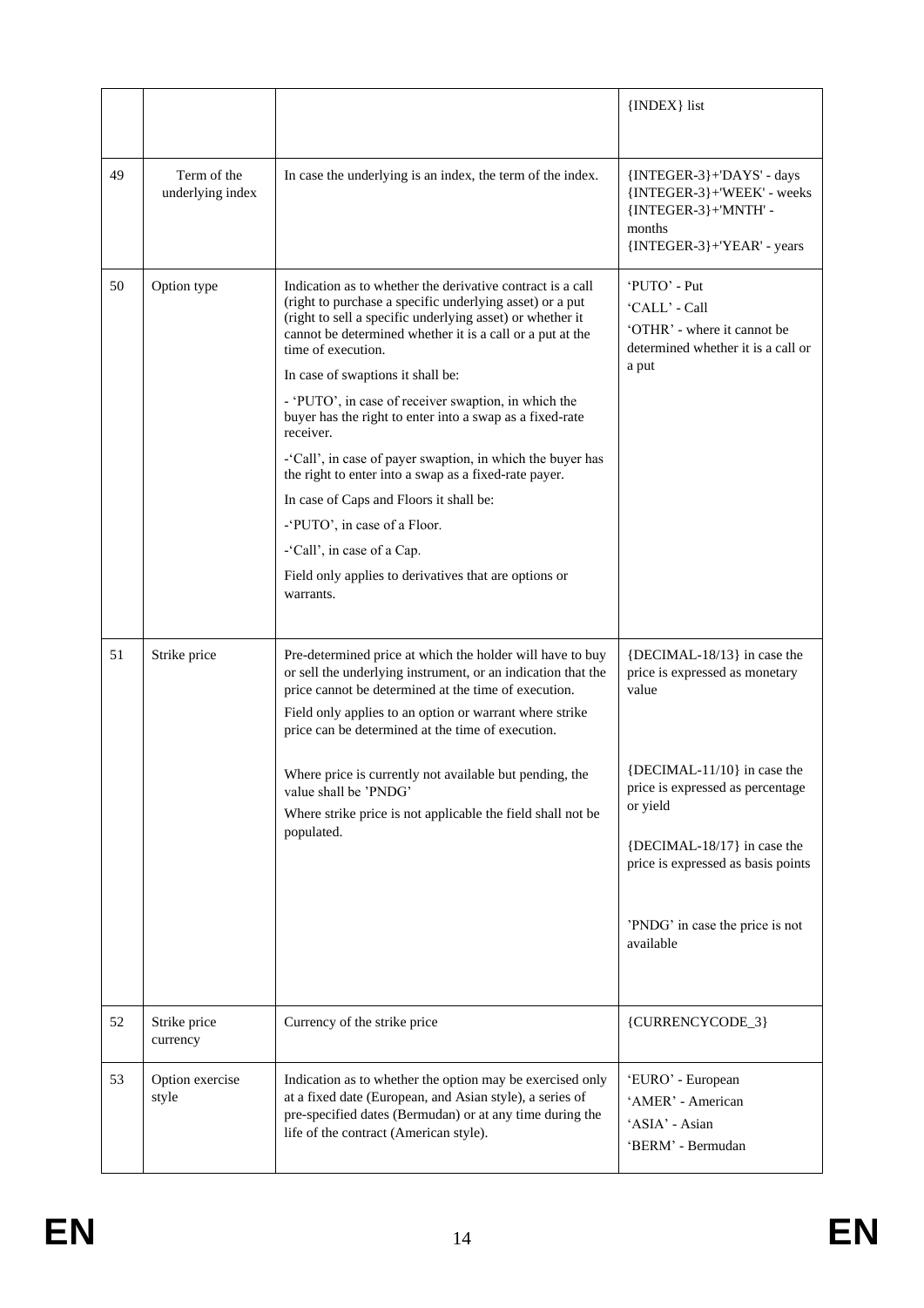| | | | |
|---|---|---|---|
| | | | {INDEX} list |
| 49 | Term of the underlying index | In case the underlying is an index, the term of the index. | {INTEGER-3}+'DAYS' - days<br>{INTEGER-3}+'WEEK' - weeks<br>{INTEGER-3}+'MNTH' - months<br>{INTEGER-3}+'YEAR' - years |
| 50 | Option type | Indication as to whether the derivative contract is a call (right to purchase a specific underlying asset) or a put (right to sell a specific underlying asset) or whether it cannot be determined whether it is a call or a put at the time of execution.<br>In case of swaptions it shall be:<br>- 'PUTO', in case of receiver swaption, in which the buyer has the right to enter into a swap as a fixed-rate receiver.<br>-'Call', in case of payer swaption, in which the buyer has the right to enter into a swap as a fixed-rate payer.<br>In case of Caps and Floors it shall be:<br>-'PUTO', in case of a Floor.<br>-'Call', in case of a Cap.<br>Field only applies to derivatives that are options or warrants. | 'PUTO' - Put<br>'CALL' - Call<br>'OTHR' - where it cannot be determined whether it is a call or a put |
| 51 | Strike price | Pre-determined price at which the holder will have to buy or sell the underlying instrument, or an indication that the price cannot be determined at the time of execution.<br>Field only applies to an option or warrant where strike price can be determined at the time of execution.<br><br>Where price is currently not available but pending, the value shall be 'PNDG'<br>Where strike price is not applicable the field shall not be populated. | {DECIMAL-18/13} in case the price is expressed as monetary value<br><br>{DECIMAL-11/10} in case the price is expressed as percentage or yield<br><br>{DECIMAL-18/17} in case the price is expressed as basis points<br><br>'PNDG' in case the price is not available |
| 52 | Strike price currency | Currency of the strike price | {CURRENCYCODE_3} |
| 53 | Option exercise style | Indication as to whether the option may be exercised only at a fixed date (European, and Asian style), a series of pre-specified dates (Bermudan) or at any time during the life of the contract (American style). | 'EURO' - European<br>'AMER' - American<br>'ASIA' - Asian<br>'BERM' - Bermudan |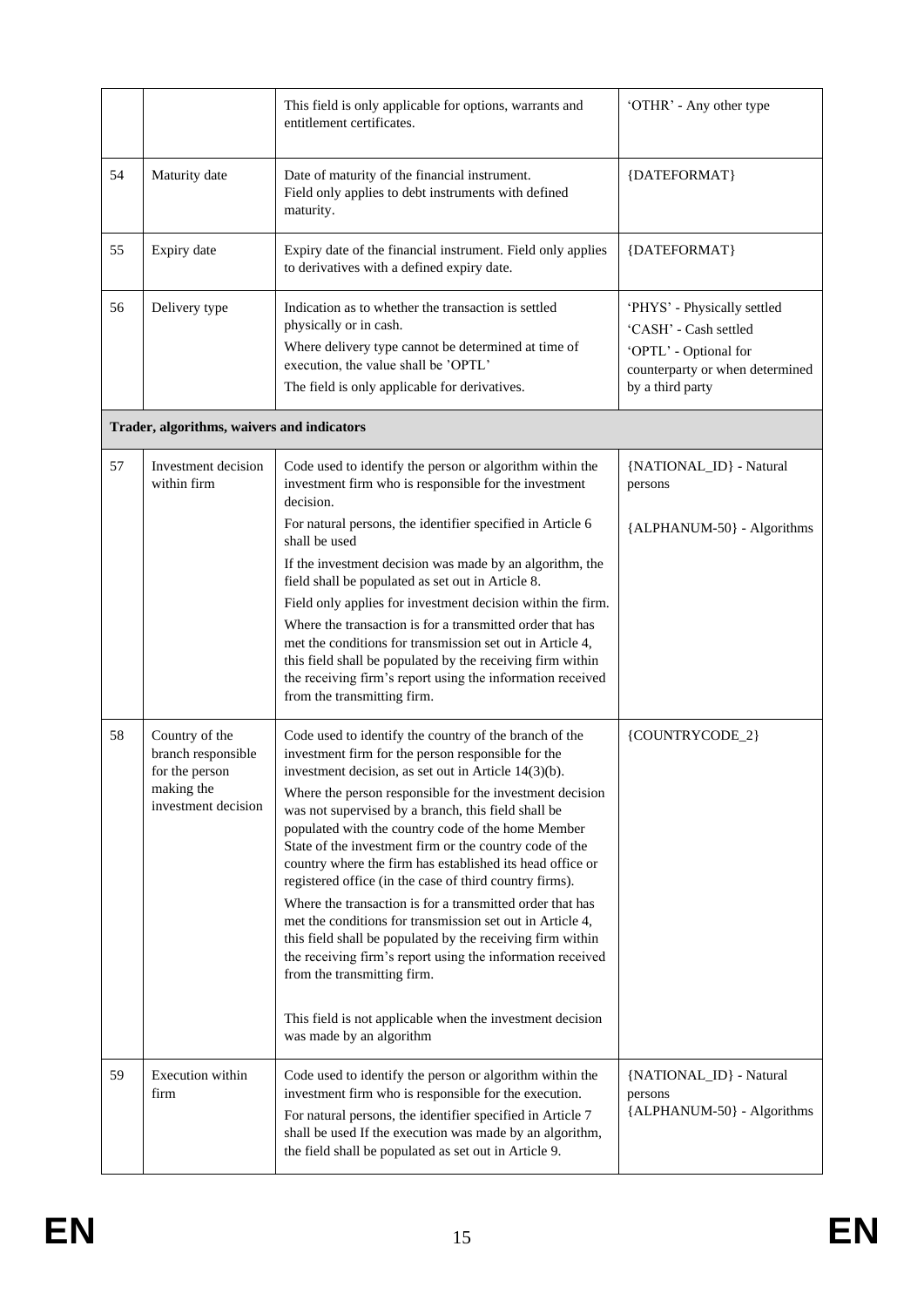| | | | |
|---|---|---|---|
| | | This field is only applicable for options, warrants and entitlement certificates. | 'OTHR' - Any other type |
| 54 | Maturity date | Date of maturity of the financial instrument.<br>Field only applies to debt instruments with defined maturity. | {DATEFORMAT} |
| 55 | Expiry date | Expiry date of the financial instrument. Field only applies to derivatives with a defined expiry date. | {DATEFORMAT} |
| 56 | Delivery type | Indication as to whether the transaction is settled physically or in cash.<br>Where delivery type cannot be determined at time of execution, the value shall be 'OPTL'<br>The field is only applicable for derivatives. | 'PHYS' - Physically settled<br>'CASH' - Cash settled<br>'OPTL' - Optional for counterparty or when determined by a third party |
| **Trader, algorithms, waivers and indicators** | | | |
| 57 | Investment decision within firm | Code used to identify the person or algorithm within the investment firm who is responsible for the investment decision.<br>For natural persons, the identifier specified in Article 6 shall be used<br>If the investment decision was made by an algorithm, the field shall be populated as set out in Article 8.<br>Field only applies for investment decision within the firm.<br>Where the transaction is for a transmitted order that has met the conditions for transmission set out in Article 4, this field shall be populated by the receiving firm within the receiving firm's report using the information received from the transmitting firm. | {NATIONAL_ID} - Natural persons<br>{ALPHANUM-50} - Algorithms |
| 58 | Country of the branch responsible for the person making the investment decision | Code used to identify the country of the branch of the investment firm for the person responsible for the investment decision, as set out in Article 14(3)(b).<br>Where the person responsible for the investment decision was not supervised by a branch, this field shall be populated with the country code of the home Member State of the investment firm or the country code of the country where the firm has established its head office or registered office (in the case of third country firms).<br>Where the transaction is for a transmitted order that has met the conditions for transmission set out in Article 4, this field shall be populated by the receiving firm within the receiving firm's report using the information received from the transmitting firm.<br>This field is not applicable when the investment decision was made by an algorithm | {COUNTRYCODE_2} |
| 59 | Execution within firm | Code used to identify the person or algorithm within the investment firm who is responsible for the execution.<br>For natural persons, the identifier specified in Article 7 shall be used If the execution was made by an algorithm, the field shall be populated as set out in Article 9. | {NATIONAL_ID} - Natural persons<br>{ALPHANUM-50} - Algorithms |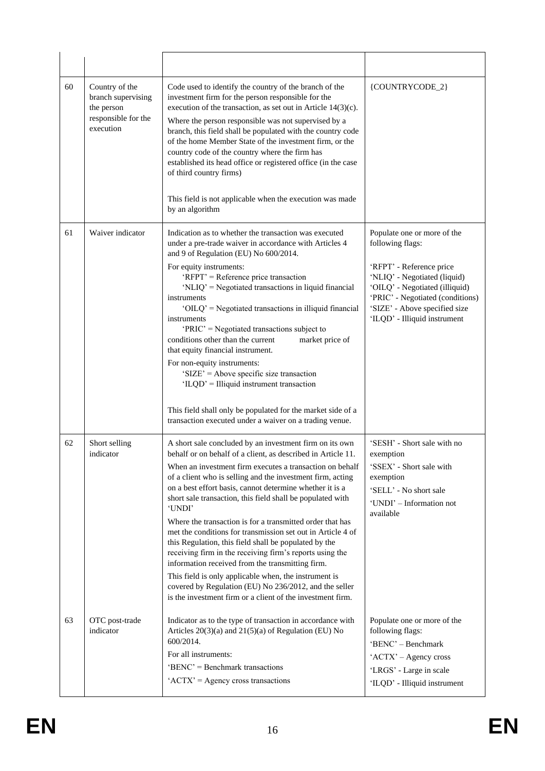| | | | |
|---|---|---|---|
| 60 | Country of the branch supervising the person responsible for the execution | Code used to identify the country of the branch of the investment firm for the person responsible for the execution of the transaction, as set out in Article 14(3)(c).<br><br>Where the person responsible was not supervised by a branch, this field shall be populated with the country code of the home Member State of the investment firm, or the country code of the country where the firm has established its head office or registered office (in the case of third country firms)<br><br>This field is not applicable when the execution was made by an algorithm | {COUNTRYCODE_2} |
| 61 | Waiver indicator | Indication as to whether the transaction was executed under a pre-trade waiver in accordance with Articles 4 and 9 of Regulation (EU) No 600/2014.<br><br>For equity instruments:<br>'RFPT' = Reference price transaction<br>'NLIQ' = Negotiated transactions in liquid financial instruments<br>'OILQ' = Negotiated transactions in illiquid financial instruments<br>'PRIC' = Negotiated transactions subject to conditions other than the current market price of that equity financial instrument.<br><br>For non-equity instruments:<br>'SIZE' = Above specific size transaction<br>'ILQD' = Illiquid instrument transaction<br><br>This field shall only be populated for the market side of a transaction executed under a waiver on a trading venue. | Populate one or more of the following flags:<br><br>'RFPT' - Reference price<br>'NLIQ' - Negotiated (liquid)<br>'OILQ' - Negotiated (illiquid)<br>'PRIC' - Negotiated (conditions)<br>'SIZE' - Above specified size<br>'ILQD' - Illiquid instrument |
| 62 | Short selling indicator | A short sale concluded by an investment firm on its own behalf or on behalf of a client, as described in Article 11.<br><br>When an investment firm executes a transaction on behalf of a client who is selling and the investment firm, acting on a best effort basis, cannot determine whether it is a short sale transaction, this field shall be populated with 'UNDI'<br><br>Where the transaction is for a transmitted order that has met the conditions for transmission set out in Article 4 of this Regulation, this field shall be populated by the receiving firm in the receiving firm's reports using the information received from the transmitting firm.<br><br>This field is only applicable when, the instrument is covered by Regulation (EU) No 236/2012, and the seller is the investment firm or a client of the investment firm. | 'SESH' - Short sale with no exemption<br>'SSEX' - Short sale with exemption<br>'SELL' - No short sale<br>'UNDI' – Information not available |
| 63 | OTC post-trade indicator | Indicator as to the type of transaction in accordance with Articles 20(3)(a) and 21(5)(a) of Regulation (EU) No 600/2014.<br><br>For all instruments:<br>'BENC' = Benchmark transactions<br>'ACTX' = Agency cross transactions | Populate one or more of the following flags:<br>'BENC' – Benchmark<br>'ACTX' – Agency cross<br>'LRGS' - Large in scale<br>'ILQD' - Illiquid instrument |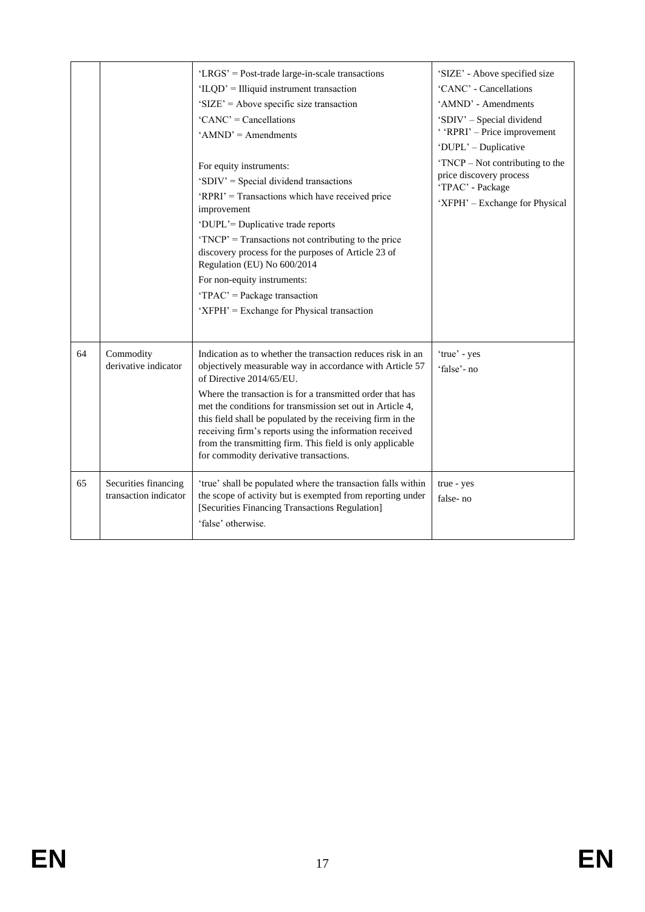| | | | |
|---|---|---|---|
| | | 'LRGS' = Post-trade large-in-scale transactions<br>'ILQD' = Illiquid instrument transaction<br>'SIZE' = Above specific size transaction<br>'CANC' = Cancellations<br>'AMND' = Amendments<br><br>For equity instruments:<br>'SDIV' = Special dividend transactions<br>'RPRI' = Transactions which have received price improvement<br>'DUPL'= Duplicative trade reports<br>'TNCP' = Transactions not contributing to the price discovery process for the purposes of Article 23 of Regulation (EU) No 600/2014<br>For non-equity instruments:<br>'TPAC' = Package transaction<br>'XFPH' = Exchange for Physical transaction | 'SIZE' - Above specified size<br>'CANC' - Cancellations<br>'AMND' - Amendments<br>'SDIV' – Special dividend<br>' 'RPRI' – Price improvement<br>'DUPL' – Duplicative<br>'TNCP – Not contributing to the price discovery process<br>'TPAC' - Package<br>'XFPH' – Exchange for Physical |
| 64 | Commodity derivative indicator | Indication as to whether the transaction reduces risk in an objectively measurable way in accordance with Article 57 of Directive 2014/65/EU.<br>Where the transaction is for a transmitted order that has met the conditions for transmission set out in Article 4, this field shall be populated by the receiving firm in the receiving firm's reports using the information received from the transmitting firm. This field is only applicable for commodity derivative transactions. | 'true' - yes<br>'false'- no |
| 65 | Securities financing transaction indicator | 'true' shall be populated where the transaction falls within the scope of activity but is exempted from reporting under [Securities Financing Transactions Regulation]<br>'false' otherwise. | true - yes<br>false- no |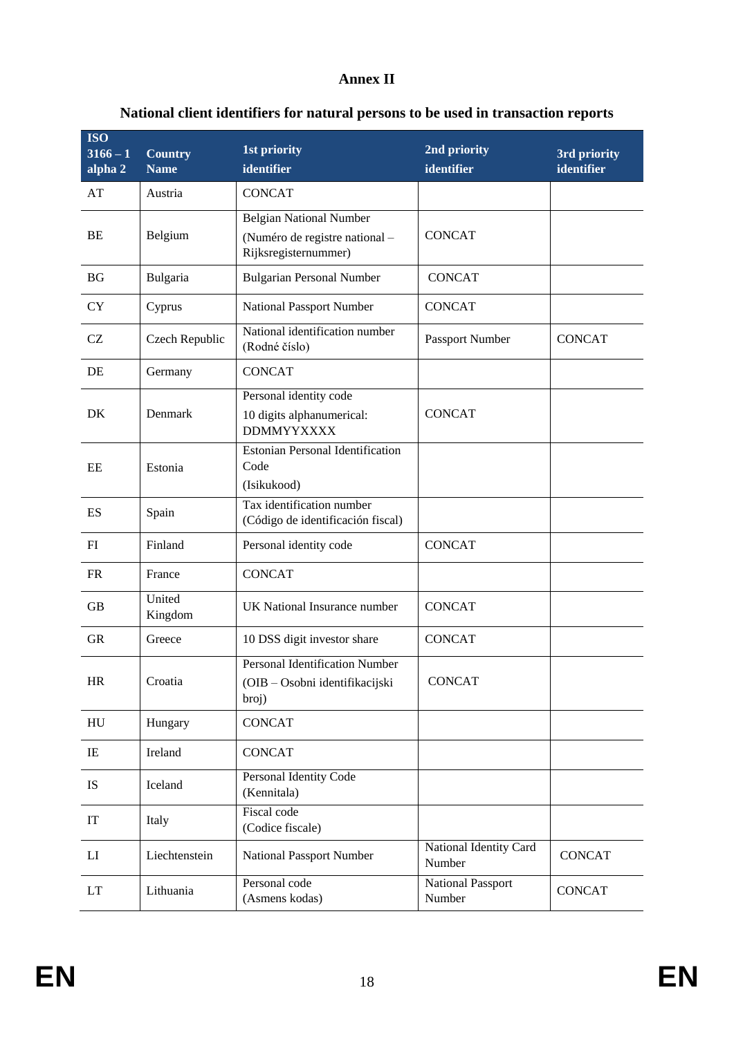# Annex II

## National client identifiers for natural persons to be used in transaction reports

| ISO 3166 – 1 alpha 2 | Country Name | 1st priority identifier | 2nd priority identifier | 3rd priority identifier |
|---|---|---|---|---|
| AT | Austria | CONCAT | | |
| BE | Belgium | Belgian National Number (Numéro de registre national – Rijksregisternummer) | CONCAT | |
| BG | Bulgaria | Bulgarian Personal Number | CONCAT | |
| CY | Cyprus | National Passport Number | CONCAT | |
| CZ | Czech Republic | National identification number (Rodné číslo) | Passport Number | CONCAT |
| DE | Germany | CONCAT | | |
| DK | Denmark | Personal identity code 10 digits alphanumerical: DDMMYYXXXX | CONCAT | |
| EE | Estonia | Estonian Personal Identification Code (Isikukood) | | |
| ES | Spain | Tax identification number (Código de identificación fiscal) | | |
| FI | Finland | Personal identity code | CONCAT | |
| FR | France | CONCAT | | |
| GB | United Kingdom | UK National Insurance number | CONCAT | |
| GR | Greece | 10 DSS digit investor share | CONCAT | |
| HR | Croatia | Personal Identification Number (OIB – Osobni identifikacijski broj) | CONCAT | |
| HU | Hungary | CONCAT | | |
| IE | Ireland | CONCAT | | |
| IS | Iceland | Personal Identity Code (Kennitala) | | |
| IT | Italy | Fiscal code (Codice fiscale) | | |
| LI | Liechtenstein | National Passport Number | National Identity Card Number | CONCAT |
| LT | Lithuania | Personal code (Asmens kodas) | National Passport Number | CONCAT |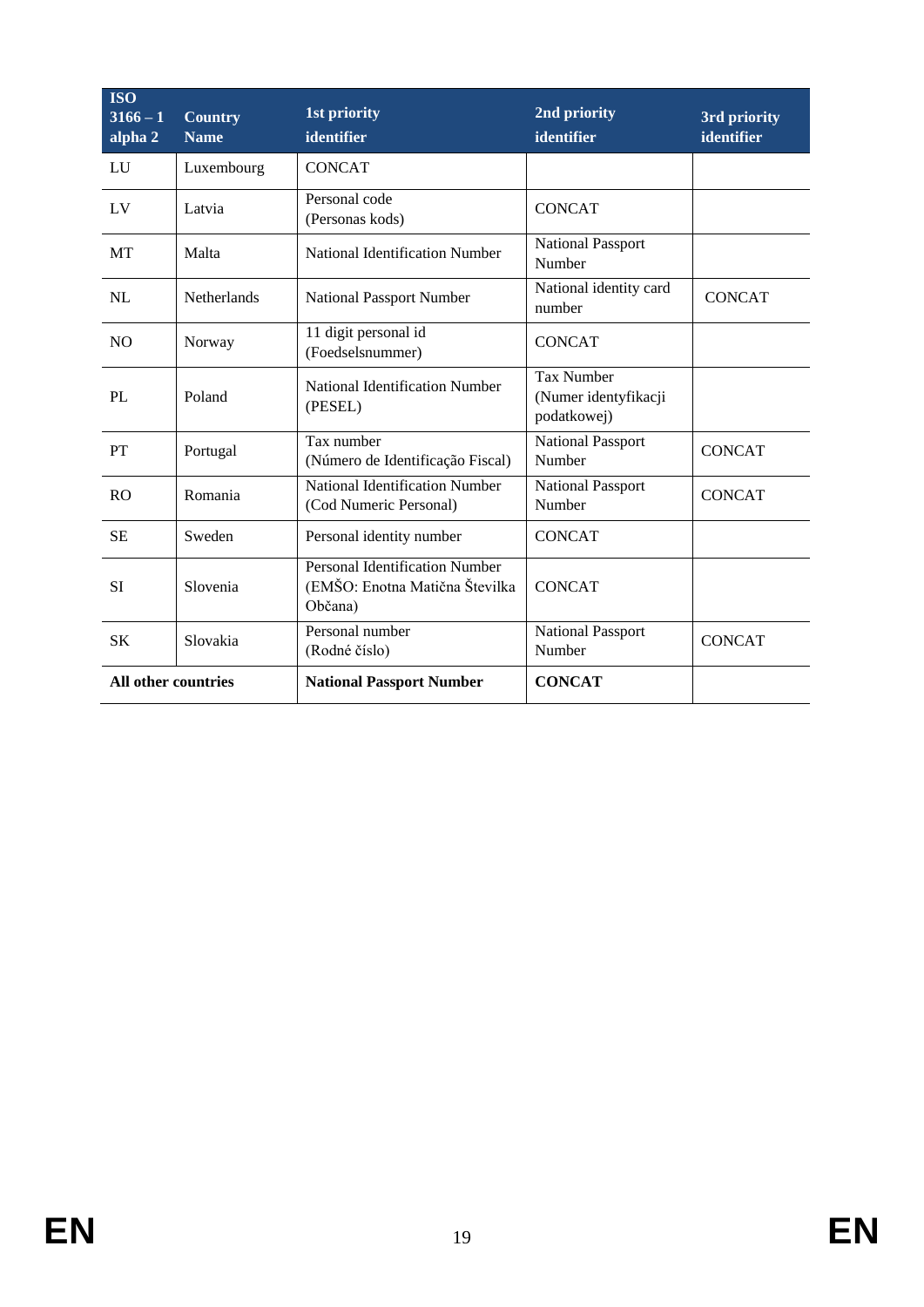| ISO 3166 – 1 alpha 2 | Country Name | 1st priority identifier | 2nd priority identifier | 3rd priority identifier |
|---|---|---|---|---|
| LU | Luxembourg | CONCAT | | |
| LV | Latvia | Personal code (Personas kods) | CONCAT | |
| MT | Malta | National Identification Number | National Passport Number | |
| NL | Netherlands | National Passport Number | National identity card number | CONCAT |
| NO | Norway | 11 digit personal id (Foedselsnummer) | CONCAT | |
| PL | Poland | National Identification Number (PESEL) | Tax Number (Numer identyfikacji podatkowej) | |
| PT | Portugal | Tax number (Número de Identificação Fiscal) | National Passport Number | CONCAT |
| RO | Romania | National Identification Number (Cod Numeric Personal) | National Passport Number | CONCAT |
| SE | Sweden | Personal identity number | CONCAT | |
| SI | Slovenia | Personal Identification Number (EMŠO: Enotna Matična Števila Občana) | CONCAT | |
| SK | Slovakia | Personal number (Rodné číslo) | National Passport Number | CONCAT |
| **All other countries** | | **National Passport Number** | **CONCAT** | |